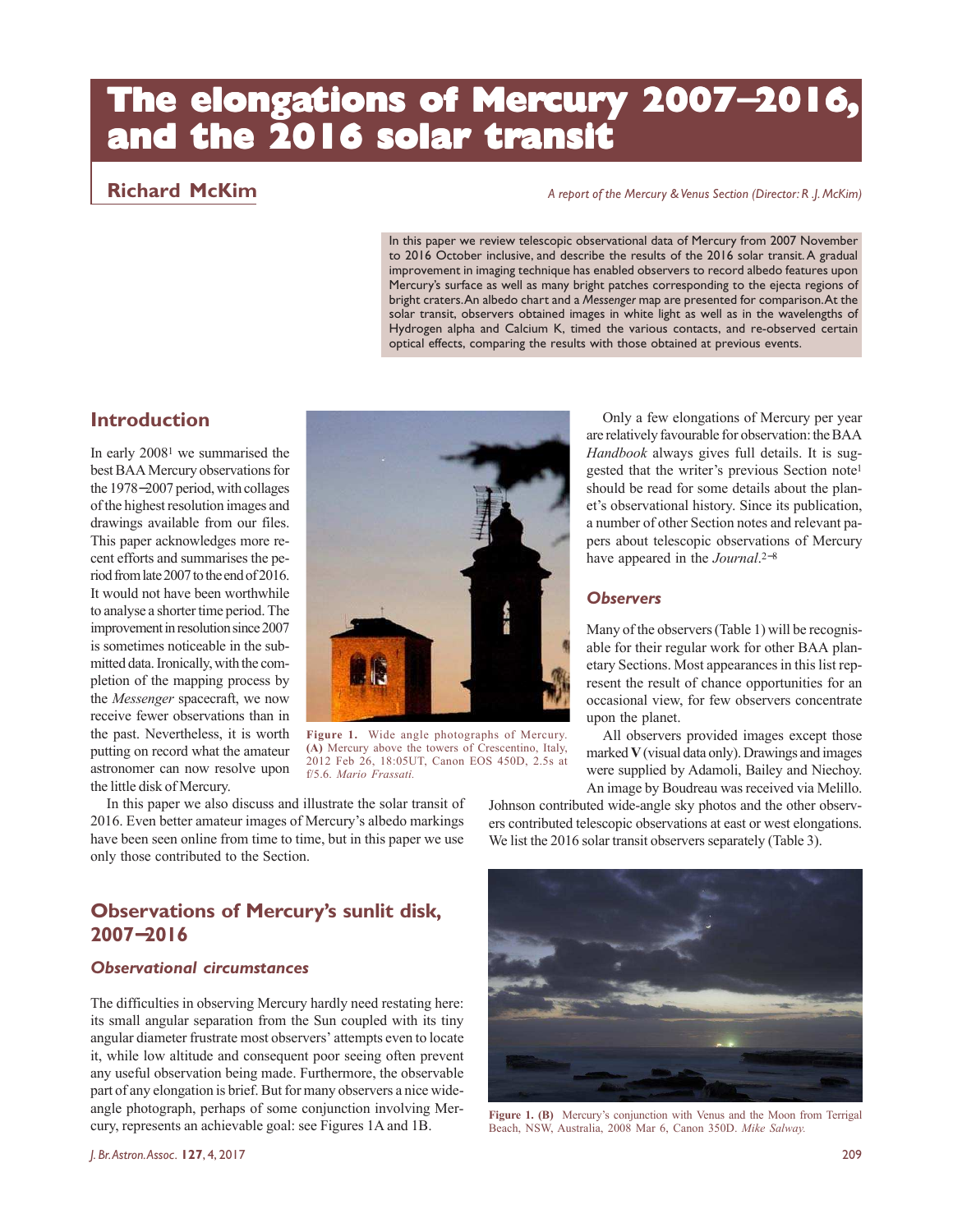# The elongations of Mercury 2007–2016, and the 2016 solar transit

**Richard McKim**

*A report of the Mercury & Venus Section (Director: R .J. McKim)*

In this paper we review telescopic observational data of Mercury from 2007 November to 2016 October inclusive, and describe the results of the 2016 solar transit. A gradual improvement in imaging technique has enabled observers to record albedo features upon Mercury's surface as well as many bright patches corresponding to the ejecta regions of bright craters. An albedo chart and a *Messenger* map are presented for comparison. At the solar transit, observers obtained images in white light as well as in the wavelengths of Hydrogen alpha and Calcium K, timed the various contacts, and re-observed certain optical effects, comparing the results with those obtained at previous events.

## Introduction

In early 2008[1] we summarised the best BAA Mercury observations for the 1978–2007 period, with collages of the highest resolution images and drawings available from our files. This paper acknowledges more recent efforts and summarises the period from late 2007 to the end of 2016. It would not have been worthwhile to analyse a shorter time period. The improvement in resolution since 2007 is sometimes noticeable in the submitted data. Ironically, with the completion of the mapping process by the *Messenger* spacecraft, we now receive fewer observations than in the past. Nevertheless, it is worth putting on record what the amateur astronomer can now resolve upon the little disk of Mercury.

In this paper we also discuss and illustrate the solar transit of 2016. Even better amateur images of Mercury's albedo markings have been seen online from time to time, but in this paper we use only those contributed to the Section.

**Figure 1.** Wide angle photographs of Mercury. **(A)** Mercury above the towers of Crescentino, Italy, 2012 Feb 26, 18:05UT, Canon EOS 450D, 2.5s at f/5.6. *Mario Frassati.*

Only a few elongations of Mercury per year are relatively favourable for observation: the BAA *Handbook* always gives full details. It is suggested that the writer's previous Section note[1] should be read for some details about the planet's observational history. Since its publication, a number of other Section notes and relevant papers about telescopic observations of Mercury have appeared in the *Journal*.[2–8]

### Observers

Many of the observers (Table 1) will be recognisable for their regular work for other BAA planetary Sections. Most appearances in this list represent the result of chance opportunities for an occasional view, for few observers concentrate upon the planet.

All observers provided images except those marked **V** (visual data only). Drawings and images were supplied by Adamoli, Bailey and Niechoy. An image by Boudreau was received via Melillo. Johnson contributed wide-angle sky photos and the other observers contributed telescopic observations at east or west elongations. We list the 2016 solar transit observers separately (Table 3).

## Observations of Mercury's sunlit disk, 2007–2016

### Observational circumstances

The difficulties in observing Mercury hardly need restating here: its small angular separation from the Sun coupled with its tiny angular diameter frustrate most observers' attempts even to locate it, while low altitude and consequent poor seeing often prevent any useful observation being made. Furthermore, the observable part of any elongation is brief. But for many observers a nice wide-angle photograph, perhaps of some conjunction involving Mercury, represents an achievable goal: see Figures 1A and 1B.

**Figure 1. (B)** Mercury's conjunction with Venus and the Moon from Terrigal Beach, NSW, Australia, 2008 Mar 6, Canon 350D. *Mike Salway.*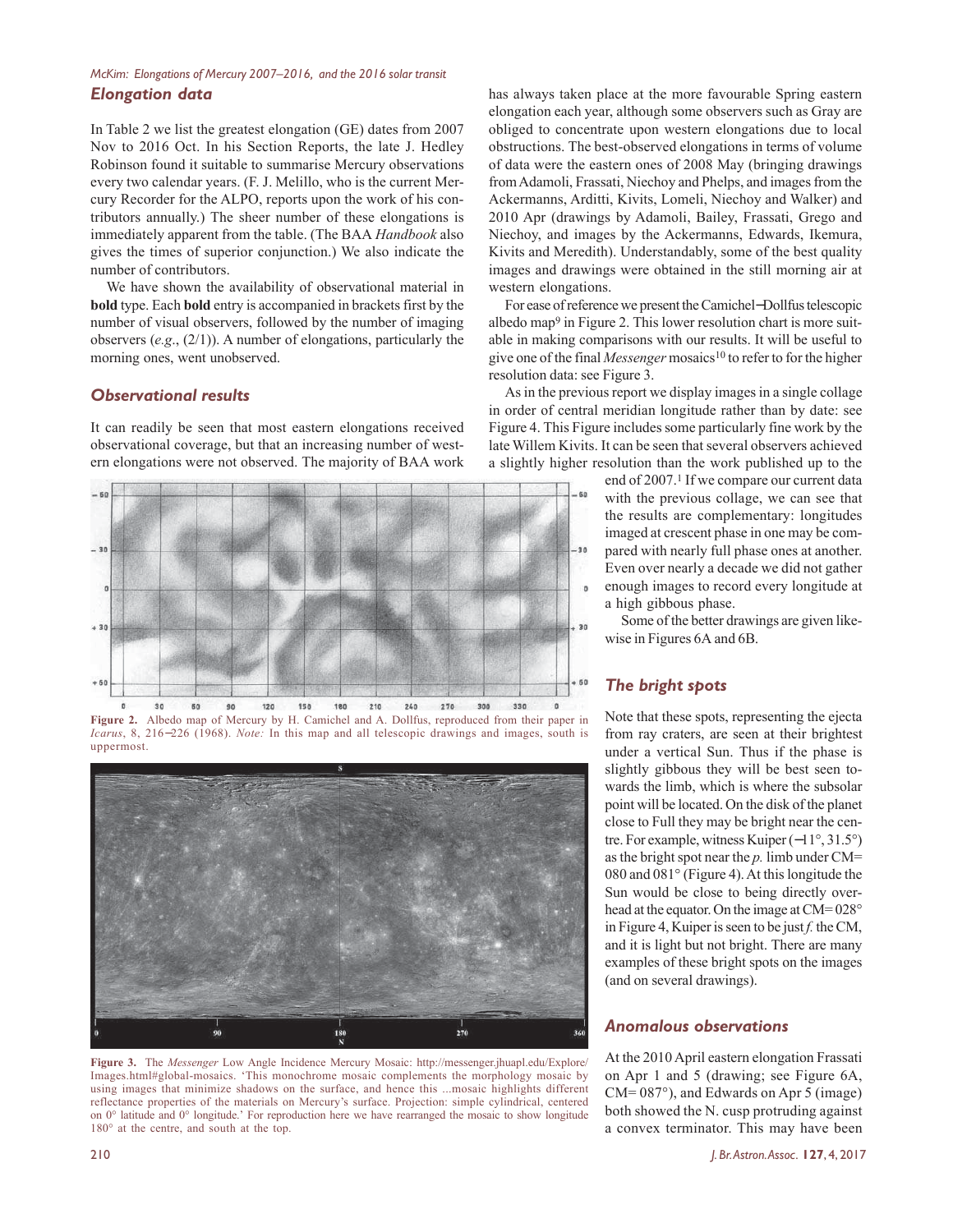## Elongation data

In Table 2 we list the greatest elongation (GE) dates from 2007 Nov to 2016 Oct. In his Section Reports, the late J. Hedley Robinson found it suitable to summarise Mercury observations every two calendar years. (F. J. Melillo, who is the current Mercury Recorder for the ALPO, reports upon the work of his contributors annually.) The sheer number of these elongations is immediately apparent from the table. (The BAA *Handbook* also gives the times of superior conjunction.) We also indicate the number of contributors.

We have shown the availability of observational material in **bold** type. Each **bold** entry is accompanied in brackets first by the number of visual observers, followed by the number of imaging observers (*e.g.*, (2/1)). A number of elongations, particularly the morning ones, went unobserved.

## Observational results

It can readily be seen that most eastern elongations received observational coverage, but that an increasing number of western elongations were not observed. The majority of BAA work has always taken place at the more favourable Spring eastern elongation each year, although some observers such as Gray are obliged to concentrate upon western elongations due to local obstructions. The best-observed elongations in terms of volume of data were the eastern ones of 2008 May (bringing drawings from Adamoli, Frassati, Niechoy and Phelps, and images from the Ackermanns, Arditti, Kivits, Lomeli, Niechoy and Walker) and 2010 Apr (drawings by Adamoli, Bailey, Frassati, Grego and Niechoy, and images by the Ackermanns, Edwards, Ikemura, Kivits and Meredith). Understandably, some of the best quality images and drawings were obtained in the still morning air at western elongations.

For ease of reference we present the Camichel–Dollfus telescopic albedo map[9] in Figure 2. This lower resolution chart is more suitable in making comparisons with our results. It will be useful to give one of the final *Messenger* mosaics[10] to refer to for the higher resolution data: see Figure 3.

As in the previous report we display images in a single collage in order of central meridian longitude rather than by date: see Figure 4. This Figure includes some particularly fine work by the late Willem Kivits. It can be seen that several observers achieved a slightly higher resolution than the work published up to the end of 2007.[1] If we compare our current data with the previous collage, we can see that the results are complementary: longitudes imaged at crescent phase in one may be compared with nearly full phase ones at another. Even over nearly a decade we did not gather enough images to record every longitude at a high gibbous phase.

Some of the better drawings are given likewise in Figures 6A and 6B.

**Figure 2.** Albedo map of Mercury by H. Camichel and A. Dollfus, reproduced from their paper in *Icarus*, 8, 216–226 (1968). *Note:* In this map and all telescopic drawings and images, south is uppermost.

**Figure 3.** The *Messenger* Low Angle Incidence Mercury Mosaic: http://messenger.jhuapl.edu/Explore/Images.html#global-mosaics. 'This monochrome mosaic complements the morphology mosaic by using images that minimize shadows on the surface, and hence this ...mosaic highlights different reflectance properties of the materials on Mercury's surface. Projection: simple cylindrical, centered on 0° latitude and 0° longitude.' For reproduction here we have rearranged the mosaic to show longitude 180° at the centre, and south at the top.

## The bright spots

Note that these spots, representing the ejecta from ray craters, are seen at their brightest under a vertical Sun. Thus if the phase is slightly gibbous they will be best seen towards the limb, which is where the subsolar point will be located. On the disk of the planet close to Full they may be bright near the centre. For example, witness Kuiper (−11°, 31.5°) as the bright spot near the *p.* limb under CM= 080 and 081° (Figure 4). At this longitude the Sun would be close to being directly overhead at the equator. On the image at CM= 028° in Figure 4, Kuiper is seen to be just *f.* the CM, and it is light but not bright. There are many examples of these bright spots on the images (and on several drawings).

## Anomalous observations

At the 2010 April eastern elongation Frassati on Apr 1 and 5 (drawing; see Figure 6A, CM= 087°), and Edwards on Apr 5 (image) both showed the N. cusp protruding against a convex terminator. This may have been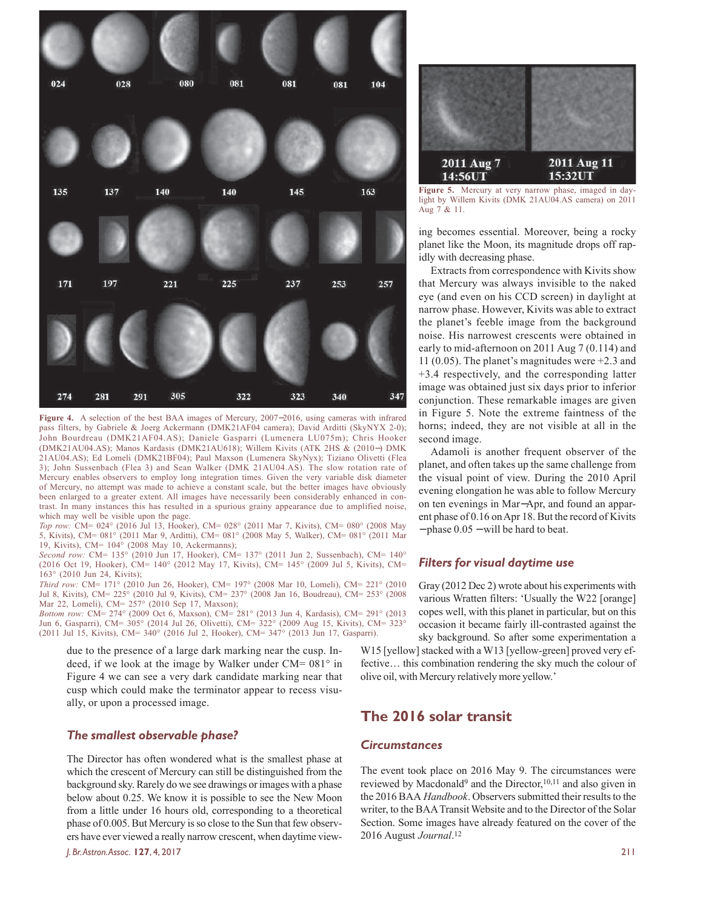Figure 4. A selection of the best BAA images of Mercury, 2007–2016, using cameras with infrared pass filters, by Gabriele & Joerg Ackermann (DMK21AF04 camera); David Arditti (SkyNYX 2-0); John Bourdreau (DMK21AF04.AS); Daniele Gasparri (Lumenera LU075m); Chris Hooker (DMK21AU04.AS); Manos Kardasis (DMK21AU618); Willem Kivits (ATK 2HS & (2010–) DMK 21AU04.AS); Ed Lomeli (DMK21BF04); Paul Maxson (Lumenera SkyNyx); Tiziano Olivetti (Flea 3); John Sussenbach (Flea 3) and Sean Walker (DMK 21AU04.AS). The slow rotation rate of Mercury enables observers to employ long integration times. Given the very variable disk diameter of Mercury, no attempt was made to achieve a constant scale, but the better images have obviously been enlarged to a greater extent. All images have necessarily been considerably enhanced in contrast. In many instances this has resulted in a spurious grainy appearance due to amplified noise, which may well be visible upon the page.

*Top row:* CM= 024° (2016 Jul 13, Hooker), CM= 028° (2011 Mar 7, Kivits), CM= 080° (2008 May 5, Kivits), CM= 081° (2011 Mar 9, Arditti), CM= 081° (2008 May 5, Walker), CM= 081° (2011 Mar 19, Kivits), CM= 104° (2008 May 10, Ackermanns);

*Second row:* CM= 135° (2010 Jun 17, Hooker), CM= 137° (2011 Jun 2, Sussenbach), CM= 140° (2016 Oct 19, Hooker), CM= 140° (2012 May 17, Kivits), CM= 145° (2009 Jul 5, Kivits), CM= 163° (2010 Jun 24, Kivits);

*Third row:* CM= 171° (2010 Jun 26, Hooker), CM= 197° (2008 Mar 10, Lomeli), CM= 221° (2010 Jul 8, Kivits), CM= 225° (2010 Jul 9, Kivits), CM= 237° (2008 Jan 16, Boudreau), CM= 253° (2008 Mar 22, Lomeli), CM= 257° (2010 Sep 17, Maxson);

*Bottom row:* CM= 274° (2009 Oct 6, Maxson), CM= 281° (2013 Jun 4, Kardasis), CM= 291° (2013 Jun 6, Gasparri), CM= 305° (2014 Jul 26, Olivetti), CM= 322° (2009 Aug 15, Kivits), CM= 323° (2011 Jul 15, Kivits), CM= 340° (2016 Jul 2, Hooker), CM= 347° (2013 Jun 17, Gasparri).

due to the presence of a large dark marking near the cusp. Indeed, if we look at the image by Walker under CM= 081° in Figure 4 we can see a very dark candidate marking near that cusp which could make the terminator appear to recess visually, or upon a processed image.

### The smallest observable phase?

The Director has often wondered what is the smallest phase at which the crescent of Mercury can still be distinguished from the background sky. Rarely do we see drawings or images with a phase below about 0.25. We know it is possible to see the New Moon from a little under 16 hours old, corresponding to a theoretical phase of 0.005. But Mercury is so close to the Sun that few observers have ever viewed a really narrow crescent, when daytime viewing becomes essential. Moreover, being a rocky planet like the Moon, its magnitude drops off rapidly with decreasing phase.

Figure 5. Mercury at very narrow phase, imaged in daylight by Willem Kivits (DMK 21AU04.AS camera) on 2011 Aug 7 & 11.

Extracts from correspondence with Kivits show that Mercury was always invisible to the naked eye (and even on his CCD screen) in daylight at narrow phase. However, Kivits was able to extract the planet's feeble image from the background noise. His narrowest crescents were obtained in early to mid-afternoon on 2011 Aug 7 (0.114) and 11 (0.05). The planet's magnitudes were +2.3 and +3.4 respectively, and the corresponding latter image was obtained just six days prior to inferior conjunction. These remarkable images are given in Figure 5. Note the extreme faintness of the horns; indeed, they are not visible at all in the second image.

Adamoli is another frequent observer of the planet, and often takes up the same challenge from the visual point of view. During the 2010 April evening elongation he was able to follow Mercury on ten evenings in Mar–Apr, and found an apparent phase of 0.16 on Apr 18. But the record of Kivits – phase 0.05 – will be hard to beat.

### Filters for visual daytime use

Gray (2012 Dec 2) wrote about his experiments with various Wratten filters: 'Usually the W22 [orange] copes well, with this planet in particular, but on this occasion it became fairly ill-contrasted against the sky background. So after some experimentation a W15 [yellow] stacked with a W13 [yellow-green] proved very effective… this combination rendering the sky much the colour of olive oil, with Mercury relatively more yellow.'

## The 2016 solar transit

### Circumstances

The event took place on 2016 May 9. The circumstances were reviewed by Macdonald[9] and the Director,[10,11] and also given in the 2016 BAA *Handbook*. Observers submitted their results to the writer, to the BAA Transit Website and to the Director of the Solar Section. Some images have already featured on the cover of the 2016 August *Journal*.[12]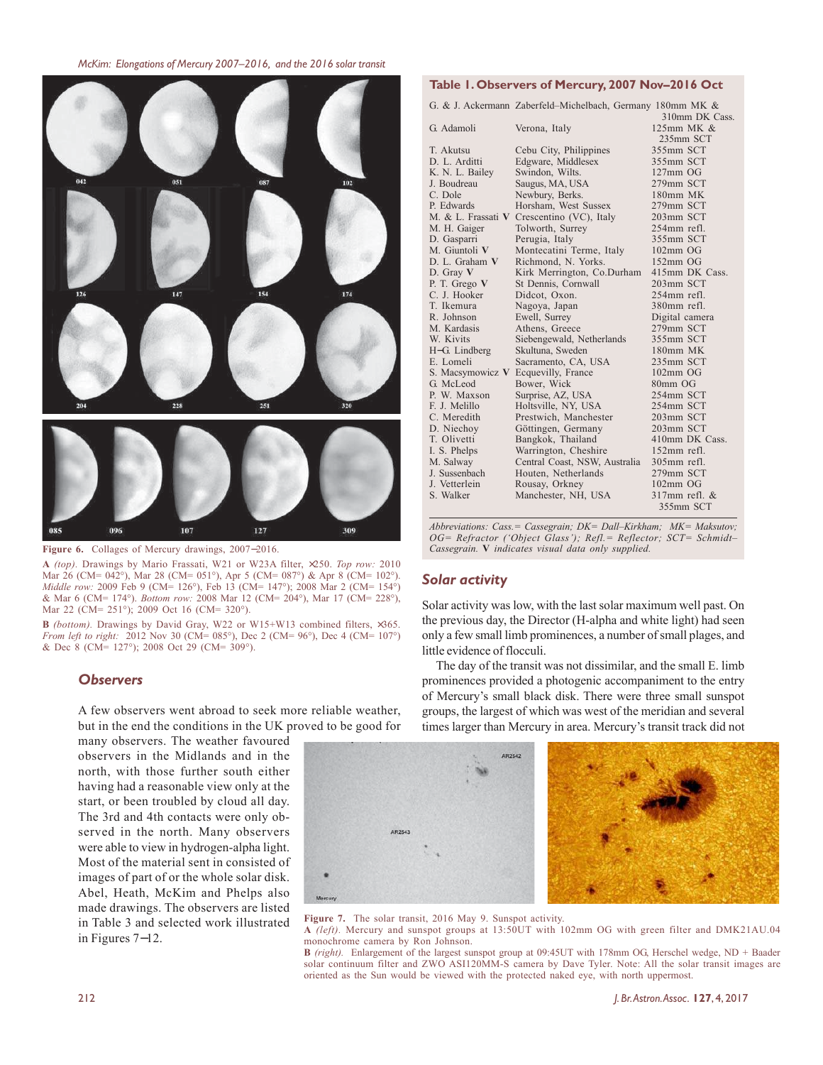Figure 6. Collages of Mercury drawings, 2007–2016.

**A** *(top)*. Drawings by Mario Frassati, W21 or W23A filter, ×250. *Top row:* 2010 Mar 26 (CM= 042°), Mar 28 (CM= 051°), Apr 5 (CM= 087°) & Apr 8 (CM= 102°). *Middle row:* 2009 Feb 9 (CM= 126°), Feb 13 (CM= 147°); 2008 Mar 2 (CM= 154°) & Mar 6 (CM= 174°). *Bottom row:* 2008 Mar 12 (CM= 204°), Mar 17 (CM= 228°), Mar 22 (CM= 251°); 2009 Oct 16 (CM= 320°).

**B** *(bottom)*. Drawings by David Gray, W22 or W15+W13 combined filters, ×365. *From left to right:* 2012 Nov 30 (CM= 085°), Dec 2 (CM= 96°), Dec 4 (CM= 107°) & Dec 8 (CM= 127°); 2008 Oct 29 (CM= 309°).

### Observers

A few observers went abroad to seek more reliable weather, but in the end the conditions in the UK proved to be good for many observers. The weather favoured observers in the Midlands and in the north, with those further south either having had a reasonable view only at the start, or been troubled by cloud all day. The 3rd and 4th contacts were only observed in the north. Many observers were able to view in hydrogen-alpha light. Most of the material sent in consisted of images of part of or the whole solar disk. Abel, Heath, McKim and Phelps also made drawings. The observers are listed in Table 3 and selected work illustrated in Figures 7–12.

**Table 1. Observers of Mercury, 2007 Nov–2016 Oct**

| Observer | Location | Instrument |
|---|---|---|
| G. & J. Ackermann | Zaberfeld–Michelbach, Germany | 180mm MK & 310mm DK Cass. |
| G. Adamoli | Verona, Italy | 125mm MK & 235mm SCT |
| T. Akutsu | Cebu City, Philippines | 355mm SCT |
| D. L. Arditti | Edgware, Middlesex | 355mm SCT |
| K. N. L. Bailey | Swindon, Wilts. | 127mm OG |
| J. Boudreau | Saugus, MA, USA | 279mm SCT |
| C. Dole | Newbury, Berks. | 180mm MK |
| P. Edwards | Horsham, West Sussex | 279mm SCT |
| M. & L. Frassati **V** | Crescentino (VC), Italy | 203mm SCT |
| M. H. Gaiger | Tolworth, Surrey | 254mm refl. |
| D. Gasparri | Perugia, Italy | 355mm SCT |
| M. Giuntoli **V** | Montecatini Terme, Italy | 102mm OG |
| D. L. Graham **V** | Richmond, N. Yorks. | 152mm OG |
| D. Gray **V** | Kirk Merrington, Co.Durham | 415mm DK Cass. |
| P. T. Grego **V** | St Dennis, Cornwall | 203mm SCT |
| C. J. Hooker | Didcot, Oxon. | 254mm refl. |
| T. Ikemura | Nagoya, Japan | 380mm refl. |
| R. Johnson | Ewell, Surrey | Digital camera |
| M. Kardasis | Athens, Greece | 279mm SCT |
| W. Kivits | Siebengewald, Netherlands | 355mm SCT |
| H–G. Lindberg | Skultuna, Sweden | 180mm MK |
| E. Lomeli | Sacramento, CA, USA | 235mm SCT |
| S. Macsymowicz **V** | Ecquevilly, France | 102mm OG |
| G. McLeod | Bower, Wick | 80mm OG |
| P. W. Maxson | Surprise, AZ, USA | 254mm SCT |
| F. J. Melillo | Holtsville, NY, USA | 254mm SCT |
| C. Meredith | Prestwich, Manchester | 203mm SCT |
| D. Niechoy | Göttingen, Germany | 203mm SCT |
| T. Olivetti | Bangkok, Thailand | 410mm DK Cass. |
| I. S. Phelps | Warrington, Cheshire | 152mm refl. |
| M. Salway | Central Coast, NSW, Australia | 305mm refl. |
| J. Sussenbach | Houten, Netherlands | 279mm SCT |
| J. Vetterlein | Rousay, Orkney | 102mm OG |
| S. Walker | Manchester, NH, USA | 317mm refl. & 355mm SCT |

*Abbreviations: Cass.= Cassegrain; DK= Dall–Kirkham; MK= Maksutov; OG= Refractor ('Object Glass'); Refl.= Reflector; SCT= Schmidt–Cassegrain.* **V** *indicates visual data only supplied.*

### Solar activity

Solar activity was low, with the last solar maximum well past. On the previous day, the Director (H-alpha and white light) had seen only a few small limb prominences, a number of small plages, and little evidence of flocculi.

The day of the transit was not dissimilar, and the small E. limb prominences provided a photogenic accompaniment to the entry of Mercury's small black disk. There were three small sunspot groups, the largest of which was west of the meridian and several times larger than Mercury in area. Mercury's transit track did not

Figure 7. The solar transit, 2016 May 9. Sunspot activity.
**A** *(left)*. Mercury and sunspot groups at 13:50UT with 102mm OG with green filter and DMK21AU.04 monochrome camera by Ron Johnson.
**B** *(right)*. Enlargement of the largest sunspot group at 09:45UT with 178mm OG, Herschel wedge, ND + Baader solar continuum filter and ZWO ASI120MM-S camera by Dave Tyler. Note: All the solar transit images are oriented as the Sun would be viewed with the protected naked eye, with north uppermost.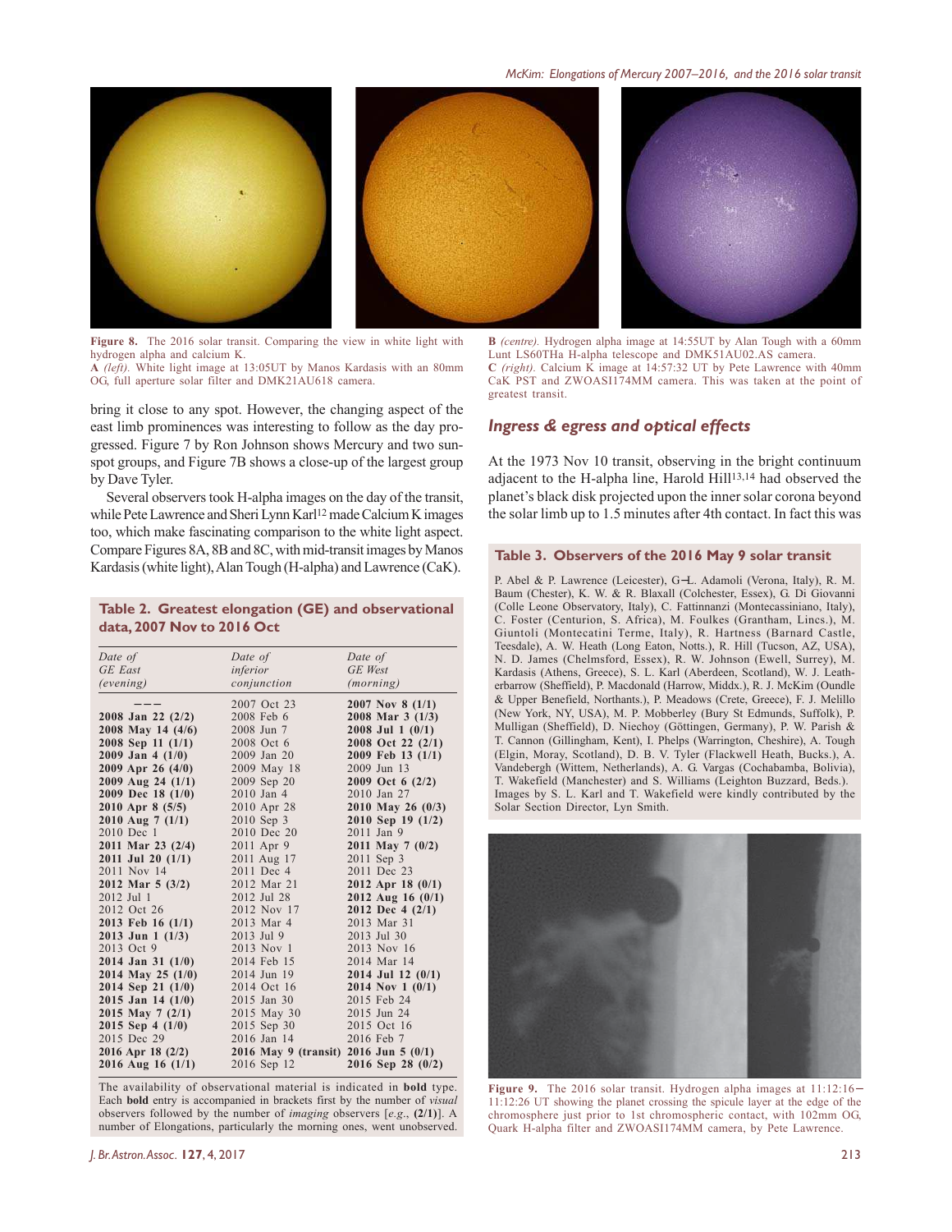**Figure 8.** The 2016 solar transit. Comparing the view in white light with hydrogen alpha and calcium K.
**A** *(left).* White light image at 13:05UT by Manos Kardasis with an 80mm OG, full aperture solar filter and DMK21AU618 camera.
**B** *(centre).* Hydrogen alpha image at 14:55UT by Alan Tough with a 60mm Lunt LS60THa H-alpha telescope and DMK51AU02.AS camera.
**C** *(right).* Calcium K image at 14:57:32 UT by Pete Lawrence with 40mm CaK PST and ZWOASI174MM camera. This was taken at the point of greatest transit.

bring it close to any spot. However, the changing aspect of the east limb prominences was interesting to follow as the day progressed. Figure 7 by Ron Johnson shows Mercury and two sunspot groups, and Figure 7B shows a close-up of the largest group by Dave Tyler.

Several observers took H-alpha images on the day of the transit, while Pete Lawrence and Sheri Lynn Karl[12] made Calcium K images too, which make fascinating comparison to the white light aspect. Compare Figures 8A, 8B and 8C, with mid-transit images by Manos Kardasis (white light), Alan Tough (H-alpha) and Lawrence (CaK).

**Table 2. Greatest elongation (GE) and observational data, 2007 Nov to 2016 Oct**

| Date of GE East (evening) | Date of inferior conjunction | Date of GE West (morning) |
|---|---|---|
| ––– | 2007 Oct 23 | **2007 Nov 8 (1/1)** |
| **2008 Jan 22 (2/2)** | 2008 Feb 6 | **2008 Mar 3 (1/3)** |
| **2008 May 14 (4/6)** | 2008 Jun 7 | **2008 Jul 1 (0/1)** |
| **2008 Sep 11 (1/1)** | 2008 Oct 6 | **2008 Oct 22 (2/1)** |
| **2009 Jan 4 (1/0)** | 2009 Jan 20 | **2009 Feb 13 (1/1)** |
| **2009 Apr 26 (4/0)** | 2009 May 18 | 2009 Jun 13 |
| **2009 Aug 24 (1/1)** | 2009 Sep 20 | **2009 Oct 6 (2/2)** |
| **2009 Dec 18 (1/0)** | 2010 Jan 4 | 2010 Jan 27 |
| **2010 Apr 8 (5/5)** | 2010 Apr 28 | **2010 May 26 (0/3)** |
| **2010 Aug 7 (1/1)** | 2010 Sep 3 | **2010 Sep 19 (1/2)** |
| 2010 Dec 1 | 2010 Dec 20 | 2011 Jan 9 |
| **2011 Mar 23 (2/4)** | 2011 Apr 9 | **2011 May 7 (0/2)** |
| **2011 Jul 20 (1/1)** | 2011 Aug 17 | 2011 Sep 3 |
| 2011 Nov 14 | 2011 Dec 4 | 2011 Dec 23 |
| **2012 Mar 5 (3/2)** | 2012 Mar 21 | **2012 Apr 18 (0/1)** |
| 2012 Jul 1 | 2012 Jul 28 | **2012 Aug 16 (0/1)** |
| 2012 Oct 26 | 2012 Nov 17 | **2012 Dec 4 (2/1)** |
| **2013 Feb 16 (1/1)** | 2013 Mar 4 | 2013 Mar 31 |
| **2013 Jun 1 (1/3)** | 2013 Jul 9 | 2013 Jul 30 |
| 2013 Oct 9 | 2013 Nov 1 | 2013 Nov 16 |
| **2014 Jan 31 (1/0)** | 2014 Feb 15 | 2014 Mar 14 |
| **2014 May 25 (1/0)** | 2014 Jun 19 | **2014 Jul 12 (0/1)** |
| **2014 Sep 21 (1/0)** | 2014 Oct 16 | **2014 Nov 1 (0/1)** |
| **2015 Jan 14 (1/0)** | 2015 Jan 30 | 2015 Feb 24 |
| **2015 May 7 (2/1)** | 2015 May 30 | 2015 Jun 24 |
| **2015 Sep 4 (1/0)** | 2015 Sep 30 | 2015 Oct 16 |
| 2015 Dec 29 | 2016 Jan 14 | 2016 Feb 7 |
| **2016 Apr 18 (2/2)** | **2016 May 9 (transit)** | **2016 Jun 5 (0/1)** |
| **2016 Aug 16 (1/1)** | 2016 Sep 12 | **2016 Sep 28 (0/2)** |

The availability of observational material is indicated in **bold** type. Each **bold** entry is accompanied in brackets first by the number of *visual* observers followed by the number of *imaging* observers [*e.g.*, **(2/1)**]. A number of Elongations, particularly the morning ones, went unobserved.

## *Ingress & egress and optical effects*

At the 1973 Nov 10 transit, observing in the bright continuum adjacent to the H-alpha line, Harold Hill[13,14] had observed the planet's black disk projected upon the inner solar corona beyond the solar limb up to 1.5 minutes after 4th contact. In fact this was

**Table 3. Observers of the 2016 May 9 solar transit**

P. Abel & P. Lawrence (Leicester), G–L. Adamoli (Verona, Italy), R. M. Baum (Chester), K. W. & R. Blaxall (Colchester, Essex), G. Di Giovanni (Colle Leone Observatory, Italy), C. Fattinnanzi (Montecassiniano, Italy), C. Foster (Centurion, S. Africa), M. Foulkes (Grantham, Lincs.), M. Giuntoli (Montecatini Terme, Italy), R. Hartness (Barnard Castle, Teesdale), A. W. Heath (Long Eaton, Notts.), R. Hill (Tucson, AZ, USA), N. D. James (Chelmsford, Essex), R. W. Johnson (Ewell, Surrey), M. Kardasis (Athens, Greece), S. L. Karl (Aberdeen, Scotland), W. J. Leatherbarrow (Sheffield), P. Macdonald (Harrow, Middx.), R. J. McKim (Oundle & Upper Benefield, Northants.), P. Meadows (Crete, Greece), F. J. Melillo (New York, NY, USA), M. P. Mobberley (Bury St Edmunds, Suffolk), P. Mulligan (Sheffield), D. Niechoy (Göttingen, Germany), P. W. Parish & T. Cannon (Gillingham, Kent), I. Phelps (Warrington, Cheshire), A. Tough (Elgin, Moray, Scotland), D. B. V. Tyler (Flackwell Heath, Bucks.), A. Vandebergh (Wittem, Netherlands), A. G. Vargas (Cochabamba, Bolivia), T. Wakefield (Manchester) and S. Williams (Leighton Buzzard, Beds.). Images by S. L. Karl and T. Wakefield were kindly contributed by the Solar Section Director, Lyn Smith.

**Figure 9.** The 2016 solar transit. Hydrogen alpha images at 11:12:16–11:12:26 UT showing the planet crossing the spicule layer at the edge of the chromosphere just prior to 1st chromospheric contact, with 102mm OG, Quark H-alpha filter and ZWOASI174MM camera, by Pete Lawrence.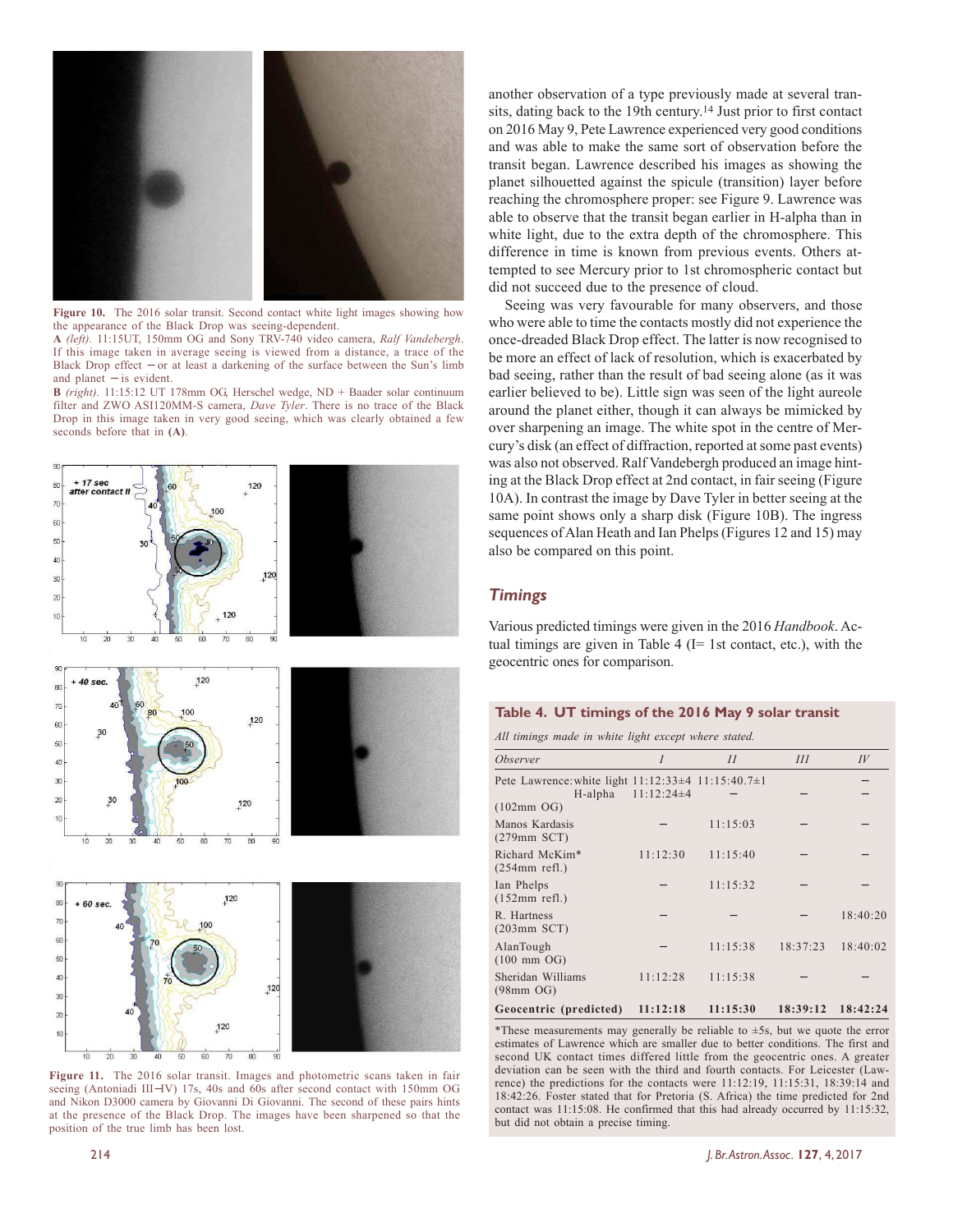Figure 10. The 2016 solar transit. Second contact white light images showing how the appearance of the Black Drop was seeing-dependent.
**A** *(left).* 11:15UT, 150mm OG and Sony TRV-740 video camera, *Ralf Vandebergh*. If this image taken in average seeing is viewed from a distance, a trace of the Black Drop effect – or at least a darkening of the surface between the Sun's limb and planet – is evident.
**B** *(right).* 11:15:12 UT 178mm OG, Herschel wedge, ND + Baader solar continuum filter and ZWO ASI120MM-S camera, *Dave Tyler*. There is no trace of the Black Drop in this image taken in very good seeing, which was clearly obtained a few seconds before that in **(A)**.

Figure 11. The 2016 solar transit. Images and photometric scans taken in fair seeing (Antoniadi III–IV) 17s, 40s and 60s after second contact with 150mm OG and Nikon D3000 camera by Giovanni Di Giovanni. The second of these pairs hints at the presence of the Black Drop. The images have been sharpened so that the position of the true limb has been lost.

another observation of a type previously made at several transits, dating back to the 19th century.[14] Just prior to first contact on 2016 May 9, Pete Lawrence experienced very good conditions and was able to make the same sort of observation before the transit began. Lawrence described his images as showing the planet silhouetted against the spicule (transition) layer before reaching the chromosphere proper: see Figure 9. Lawrence was able to observe that the transit began earlier in H-alpha than in white light, due to the extra depth of the chromosphere. This difference in time is known from previous events. Others attempted to see Mercury prior to 1st chromospheric contact but did not succeed due to the presence of cloud.

Seeing was very favourable for many observers, and those who were able to time the contacts mostly did not experience the once-dreaded Black Drop effect. The latter is now recognised to be more an effect of lack of resolution, which is exacerbated by bad seeing, rather than the result of bad seeing alone (as it was earlier believed to be). Little sign was seen of the light aureole around the planet either, though it can always be mimicked by over sharpening an image. The white spot in the centre of Mercury's disk (an effect of diffraction, reported at some past events) was also not observed. Ralf Vandebergh produced an image hinting at the Black Drop effect at 2nd contact, in fair seeing (Figure 10A). In contrast the image by Dave Tyler in better seeing at the same point shows only a sharp disk (Figure 10B). The ingress sequences of Alan Heath and Ian Phelps (Figures 12 and 15) may also be compared on this point.

## Timings

Various predicted timings were given in the 2016 *Handbook*. Actual timings are given in Table 4 (I= 1st contact, etc.), with the geocentric ones for comparison.

**Table 4. UT timings of the 2016 May 9 solar transit**

*All timings made in white light except where stated.*

| *Observer* | *I* | *II* | *III* | *IV* |
|---|---|---|---|---|
| Pete Lawrence: white light | 11:12:33±4 | 11:15:40.7±1 | | – |
| H-alpha (102mm OG) | 11:12:24±4 | – | – | – |
| Manos Kardasis (279mm SCT) | – | 11:15:03 | – | – |
| Richard McKim* (254mm refl.) | 11:12:30 | 11:15:40 | – | – |
| Ian Phelps (152mm refl.) | – | 11:15:32 | – | – |
| R. Hartness (203mm SCT) | – | – | – | 18:40:20 |
| AlanTough (100 mm OG) | – | 11:15:38 | 18:37:23 | 18:40:02 |
| Sheridan Williams (98mm OG) | 11:12:28 | 11:15:38 | – | – |
| **Geocentric (predicted)** | **11:12:18** | **11:15:30** | **18:39:12** | **18:42:24** |

*These measurements may generally be reliable to ±5s, but we quote the error estimates of Lawrence which are smaller due to better conditions. The first and second UK contact times differed little from the geocentric ones. A greater deviation can be seen with the third and fourth contacts. For Leicester (Lawrence) the predictions for the contacts were 11:12:19, 11:15:31, 18:39:14 and 18:42:26. Foster stated that for Pretoria (S. Africa) the time predicted for 2nd contact was 11:15:08. He confirmed that this had already occurred by 11:15:32, but did not obtain a precise timing.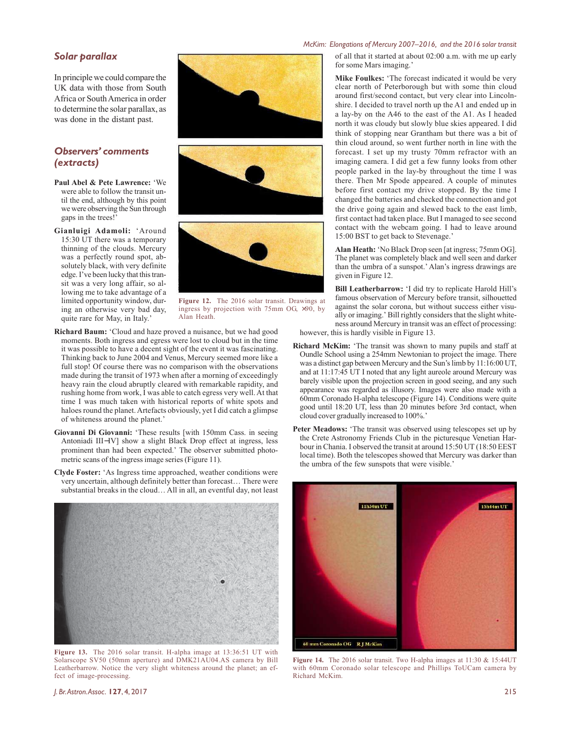## Solar parallax

In principle we could compare the UK data with those from South Africa or South America in order to determine the solar parallax, as was done in the distant past.

## Observers' comments (extracts)

**Paul Abel & Pete Lawrence:** 'We were able to follow the transit until the end, although by this point we were observing the Sun through gaps in the trees!'

**Gianluigi Adamoli:** 'Around 15:30 UT there was a temporary thinning of the clouds. Mercury was a perfectly round spot, absolutely black, with very definite edge. I've been lucky that this transit was a very long affair, so allowing me to take advantage of a limited opportunity window, during an otherwise very bad day, quite rare for May, in Italy.'

Figure 12. The 2016 solar transit. Drawings at ingress by projection with 75mm OG, ×90, by Alan Heath.

**Richard Baum:** 'Cloud and haze proved a nuisance, but we had good moments. Both ingress and egress were lost to cloud but in the time it was possible to have a decent sight of the event it was fascinating. Thinking back to June 2004 and Venus, Mercury seemed more like a full stop! Of course there was no comparison with the observations made during the transit of 1973 when after a morning of exceedingly heavy rain the cloud abruptly cleared with remarkable rapidity, and rushing home from work, I was able to catch egress very well. At that time I was much taken with historical reports of white spots and haloes round the planet. Artefacts obviously, yet I did catch a glimpse of whiteness around the planet.'

**Giovanni Di Giovanni:** 'These results [with 150mm Cass. in seeing Antoniadi III–IV] show a slight Black Drop effect at ingress, less prominent than had been expected.' The observer submitted photometric scans of the ingress image series (Figure 11).

**Clyde Foster:** 'As Ingress time approached, weather conditions were very uncertain, although definitely better than forecast… There were substantial breaks in the cloud… All in all, an eventful day, not least of all that it started at about 02:00 a.m. with me up early for some Mars imaging.'

**Mike Foulkes:** 'The forecast indicated it would be very clear north of Peterborough but with some thin cloud around first/second contact, but very clear into Lincolnshire. I decided to travel north up the A1 and ended up in a lay-by on the A46 to the east of the A1. As I headed north it was cloudy but slowly blue skies appeared. I did think of stopping near Grantham but there was a bit of thin cloud around, so went further north in line with the forecast. I set up my trusty 70mm refractor with an imaging camera. I did get a few funny looks from other people parked in the lay-by throughout the time I was there. Then Mr Spode appeared. A couple of minutes before first contact my drive stopped. By the time I changed the batteries and checked the connection and got the drive going again and slewed back to the east limb, first contact had taken place. But I managed to see second contact with the webcam going. I had to leave around 15:00 BST to get back to Stevenage.'

**Alan Heath:** 'No Black Drop seen [at ingress; 75mm OG]. The planet was completely black and well seen and darker than the umbra of a sunspot.' Alan's ingress drawings are given in Figure 12.

**Bill Leatherbarrow:** 'I did try to replicate Harold Hill's famous observation of Mercury before transit, silhouetted against the solar corona, but without success either visually or imaging.' Bill rightly considers that the slight whiteness around Mercury in transit was an effect of processing: however, this is hardly visible in Figure 13.

**Richard McKim:** 'The transit was shown to many pupils and staff at Oundle School using a 254mm Newtonian to project the image. There was a distinct gap between Mercury and the Sun's limb by 11:16:00 UT, and at 11:17:45 UT I noted that any light aureole around Mercury was barely visible upon the projection screen in good seeing, and any such appearance was regarded as illusory. Images were also made with a 60mm Coronado H-alpha telescope (Figure 14). Conditions were quite good until 18:20 UT, less than 20 minutes before 3rd contact, when cloud cover gradually increased to 100%.'

**Peter Meadows:** 'The transit was observed using telescopes set up by the Crete Astronomy Friends Club in the picturesque Venetian Harbour in Chania. I observed the transit at around 15:50 UT (18:50 EEST local time). Both the telescopes showed that Mercury was darker than the umbra of the few sunspots that were visible.'

Figure 13. The 2016 solar transit. H-alpha image at 13:36:51 UT with Solarscope SV50 (50mm aperture) and DMK21AU04.AS camera by Bill Leatherbarrow. Notice the very slight whiteness around the planet; an effect of image-processing.

Figure 14. The 2016 solar transit. Two H-alpha images at 11:30 & 15:44UT with 60mm Coronado solar telescope and Phillips ToUCam camera by Richard McKim.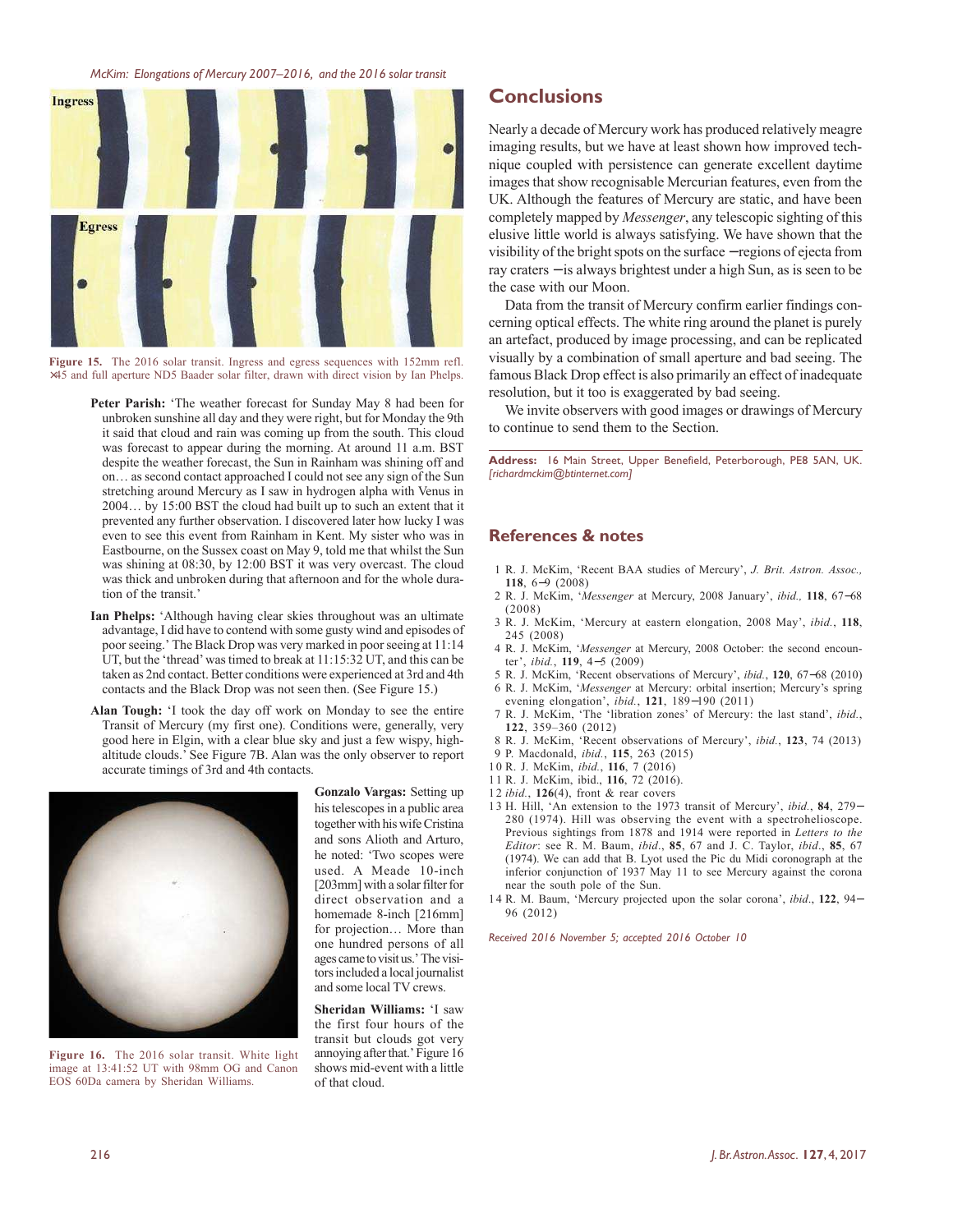Ingress

Egress

Figure 15. The 2016 solar transit. Ingress and egress sequences with 152mm refl. ×45 and full aperture ND5 Baader solar filter, drawn with direct vision by Ian Phelps.

**Peter Parish:** 'The weather forecast for Sunday May 8 had been for unbroken sunshine all day and they were right, but for Monday the 9th it said that cloud and rain was coming up from the south. This cloud was forecast to appear during the morning. At around 11 a.m. BST despite the weather forecast, the Sun in Rainham was shining off and on… as second contact approached I could not see any sign of the Sun stretching around Mercury as I saw in hydrogen alpha with Venus in 2004… by 15:00 BST the cloud had built up to such an extent that it prevented any further observation. I discovered later how lucky I was even to see this event from Rainham in Kent. My sister who was in Eastbourne, on the Sussex coast on May 9, told me that whilst the Sun was shining at 08:30, by 12:00 BST it was very overcast. The cloud was thick and unbroken during that afternoon and for the whole duration of the transit.'

**Ian Phelps:** 'Although having clear skies throughout was an ultimate advantage, I did have to contend with some gusty wind and episodes of poor seeing.' The Black Drop was very marked in poor seeing at 11:14 UT, but the 'thread' was timed to break at 11:15:32 UT, and this can be taken as 2nd contact. Better conditions were experienced at 3rd and 4th contacts and the Black Drop was not seen then. (See Figure 15.)

**Alan Tough:** 'I took the day off work on Monday to see the entire Transit of Mercury (my first one). Conditions were, generally, very good here in Elgin, with a clear blue sky and just a few wispy, high-altitude clouds.' See Figure 7B. Alan was the only observer to report accurate timings of 3rd and 4th contacts.

Figure 16. The 2016 solar transit. White light image at 13:41:52 UT with 98mm OG and Canon EOS 60Da camera by Sheridan Williams.

**Gonzalo Vargas:** Setting up his telescopes in a public area together with his wife Cristina and sons Alioth and Arturo, he noted: 'Two scopes were used. A Meade 10-inch [203mm] with a solar filter for direct observation and a homemade 8-inch [216mm] for projection… More than one hundred persons of all ages came to visit us.' The visitors included a local journalist and some local TV crews.

**Sheridan Williams:** 'I saw the first four hours of the transit but clouds got very annoying after that.' Figure 16 shows mid-event with a little of that cloud.

## Conclusions

Nearly a decade of Mercury work has produced relatively meagre imaging results, but we have at least shown how improved technique coupled with persistence can generate excellent daytime images that show recognisable Mercurian features, even from the UK. Although the features of Mercury are static, and have been completely mapped by *Messenger*, any telescopic sighting of this elusive little world is always satisfying. We have shown that the visibility of the bright spots on the surface –regions of ejecta from ray craters –is always brightest under a high Sun, as is seen to be the case with our Moon.

Data from the transit of Mercury confirm earlier findings concerning optical effects. The white ring around the planet is purely an artefact, produced by image processing, and can be replicated visually by a combination of small aperture and bad seeing. The famous Black Drop effect is also primarily an effect of inadequate resolution, but it too is exaggerated by bad seeing.

We invite observers with good images or drawings of Mercury to continue to send them to the Section.

**Address:** 16 Main Street, Upper Benefield, Peterborough, PE8 5AN, UK. *[richardmckim@btinternet.com]*

## References & notes

1. R. J. McKim, 'Recent BAA studies of Mercury', *J. Brit. Astron. Assoc.,* **118**, 6–9 (2008)
2. R. J. McKim, '*Messenger* at Mercury, 2008 January', *ibid.,* **118**, 67–68 (2008)
3. R. J. McKim, 'Mercury at eastern elongation, 2008 May', *ibid.*, **118**, 245 (2008)
4. R. J. McKim, '*Messenger* at Mercury, 2008 October: the second encounter', *ibid.*, **119**, 4–5 (2009)
5. R. J. McKim, 'Recent observations of Mercury', *ibid.*, **120**, 67–68 (2010)
6. R. J. McKim, '*Messenger* at Mercury: orbital insertion; Mercury's spring evening elongation', *ibid.*, **121**, 189–190 (2011)
7. R. J. McKim, 'The 'libration zones' of Mercury: the last stand', *ibid.*, **122**, 359–360 (2012)
8. R. J. McKim, 'Recent observations of Mercury', *ibid.*, **123**, 74 (2013)
9. P. Macdonald, *ibid.*, **115**, 263 (2015)
10. R. J. McKim, *ibid.*, **116**, 7 (2016)
11. R. J. McKim, ibid., **116**, 72 (2016).
12. *ibid.*, **126**(4), front & rear covers
13. H. Hill, 'An extension to the 1973 transit of Mercury', *ibid.*, **84**, 279–280 (1974). Hill was observing the event with a spectrohelioscope. Previous sightings from 1878 and 1914 were reported in *Letters to the Editor*: see R. M. Baum, *ibid.*, **85**, 67 and J. C. Taylor, *ibid.*, **85**, 67 (1974). We can add that B. Lyot used the Pic du Midi coronograph at the inferior conjunction of 1937 May 11 to see Mercury against the corona near the south pole of the Sun.
14. R. M. Baum, 'Mercury projected upon the solar corona', *ibid.*, **122**, 94–96 (2012)

*Received 2016 November 5; accepted 2016 October 10*